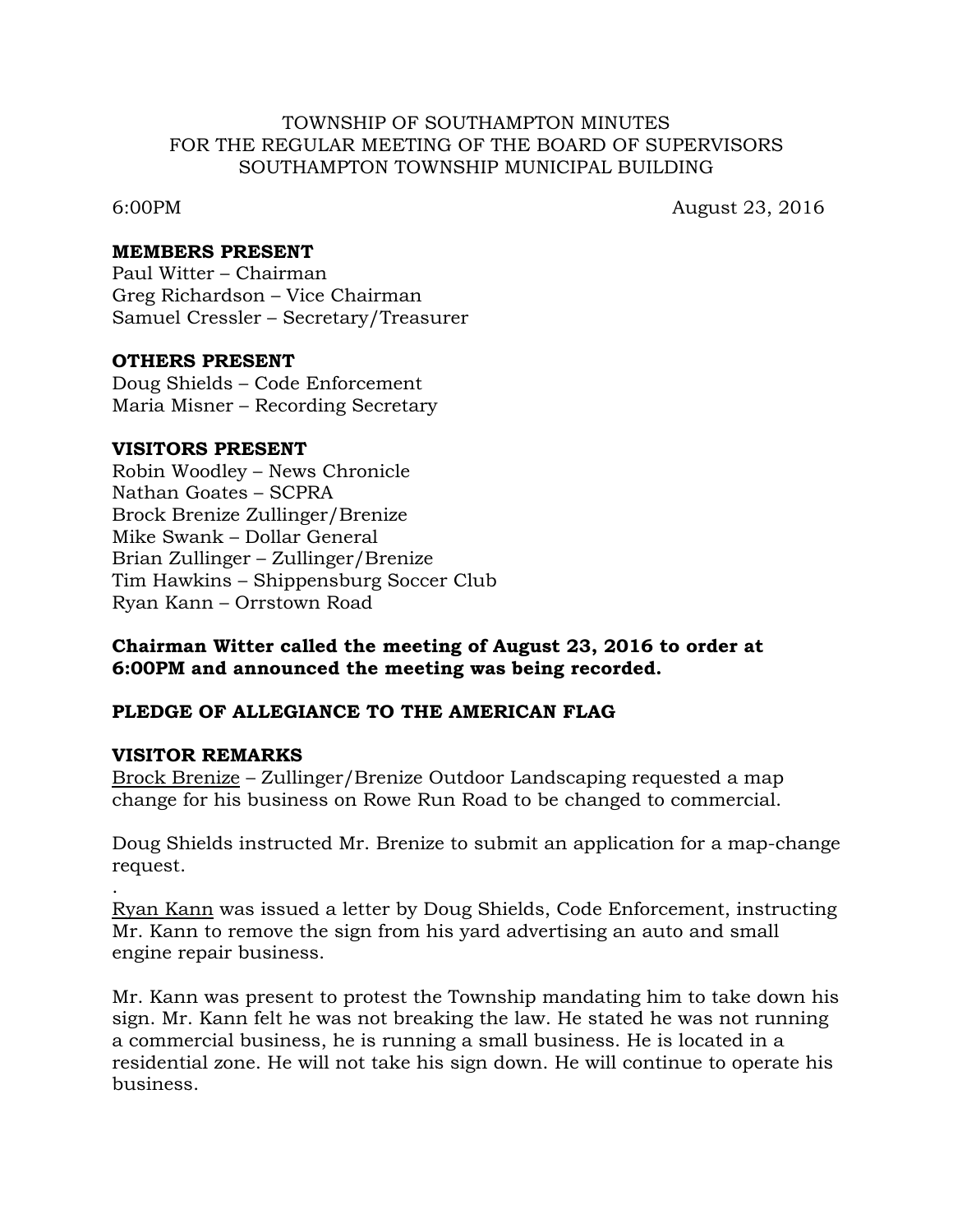TOWNSHIP OF SOUTHAMPTON MINUTES
FOR THE REGULAR MEETING OF THE BOARD OF SUPERVISORS
SOUTHAMPTON TOWNSHIP MUNICIPAL BUILDING

6:00PM August 23, 2016

**MEMBERS PRESENT**
Paul Witter – Chairman
Greg Richardson – Vice Chairman
Samuel Cressler – Secretary/Treasurer

**OTHERS PRESENT**
Doug Shields – Code Enforcement
Maria Misner – Recording Secretary

**VISITORS PRESENT**
Robin Woodley – News Chronicle
Nathan Goates – SCPRA
Brock Brenize Zullinger/Brenize
Mike Swank – Dollar General
Brian Zullinger – Zullinger/Brenize
Tim Hawkins – Shippensburg Soccer Club
Ryan Kann – Orrstown Road

**Chairman Witter called the meeting of August 23, 2016 to order at 6:00PM and announced the meeting was being recorded.**

**PLEDGE OF ALLEGIANCE TO THE AMERICAN FLAG**

**VISITOR REMARKS**

Brock Brenize – Zullinger/Brenize Outdoor Landscaping requested a map change for his business on Rowe Run Road to be changed to commercial.

Doug Shields instructed Mr. Brenize to submit an application for a map-change request.

.

Ryan Kann was issued a letter by Doug Shields, Code Enforcement, instructing Mr. Kann to remove the sign from his yard advertising an auto and small engine repair business.

Mr. Kann was present to protest the Township mandating him to take down his sign. Mr. Kann felt he was not breaking the law. He stated he was not running a commercial business, he is running a small business. He is located in a residential zone. He will not take his sign down. He will continue to operate his business.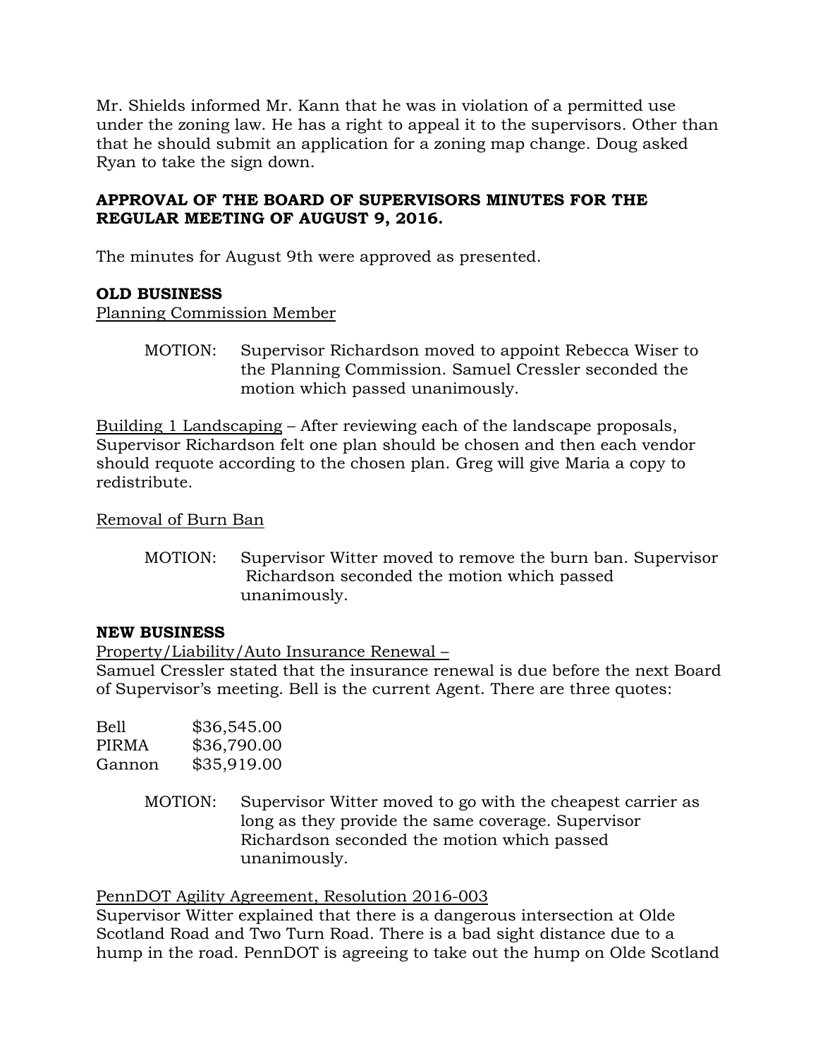Mr. Shields informed Mr. Kann that he was in violation of a permitted use under the zoning law. He has a right to appeal it to the supervisors. Other than that he should submit an application for a zoning map change. Doug asked Ryan to take the sign down.

**APPROVAL OF THE BOARD OF SUPERVISORS MINUTES FOR THE REGULAR MEETING OF AUGUST 9, 2016.**

The minutes for August 9th were approved as presented.

**OLD BUSINESS**

Planning Commission Member

> MOTION: Supervisor Richardson moved to appoint Rebecca Wiser to the Planning Commission. Samuel Cressler seconded the motion which passed unanimously.

Building 1 Landscaping – After reviewing each of the landscape proposals, Supervisor Richardson felt one plan should be chosen and then each vendor should requote according to the chosen plan. Greg will give Maria a copy to redistribute.

Removal of Burn Ban

> MOTION: Supervisor Witter moved to remove the burn ban. Supervisor Richardson seconded the motion which passed unanimously.

**NEW BUSINESS**

Property/Liability/Auto Insurance Renewal –

Samuel Cressler stated that the insurance renewal is due before the next Board of Supervisor's meeting. Bell is the current Agent. There are three quotes:

| | |
|---|---|
| Bell | $36,545.00 |
| PIRMA | $36,790.00 |
| Gannon | $35,919.00 |

> MOTION: Supervisor Witter moved to go with the cheapest carrier as long as they provide the same coverage. Supervisor Richardson seconded the motion which passed unanimously.

PennDOT Agility Agreement, Resolution 2016-003

Supervisor Witter explained that there is a dangerous intersection at Olde Scotland Road and Two Turn Road. There is a bad sight distance due to a hump in the road. PennDOT is agreeing to take out the hump on Olde Scotland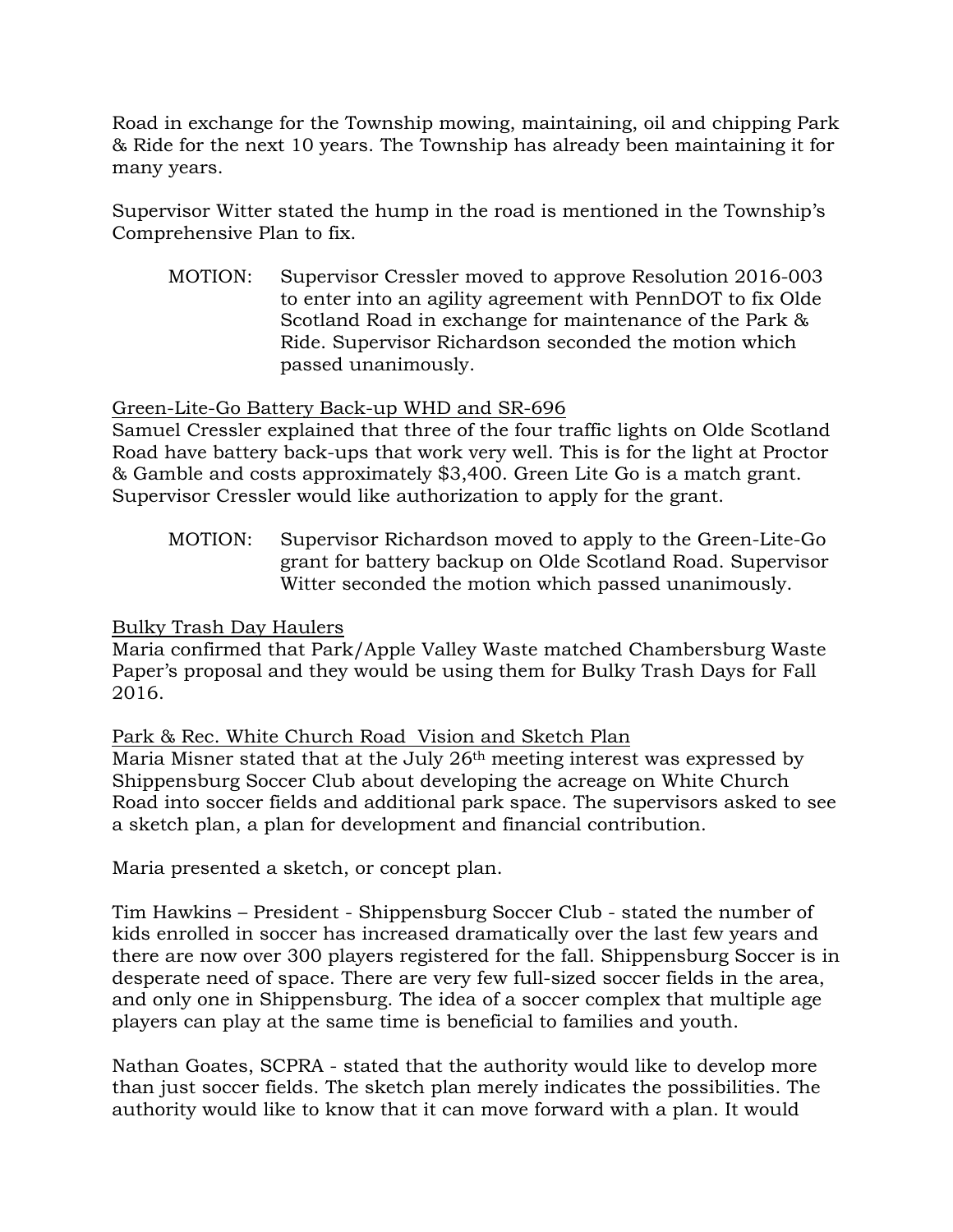Road in exchange for the Township mowing, maintaining, oil and chipping Park & Ride for the next 10 years. The Township has already been maintaining it for many years.

Supervisor Witter stated the hump in the road is mentioned in the Township's Comprehensive Plan to fix.

> MOTION: Supervisor Cressler moved to approve Resolution 2016-003 to enter into an agility agreement with PennDOT to fix Olde Scotland Road in exchange for maintenance of the Park & Ride. Supervisor Richardson seconded the motion which passed unanimously.

<u>Green-Lite-Go Battery Back-up WHD and SR-696</u>

Samuel Cressler explained that three of the four traffic lights on Olde Scotland Road have battery back-ups that work very well. This is for the light at Proctor & Gamble and costs approximately $3,400. Green Lite Go is a match grant. Supervisor Cressler would like authorization to apply for the grant.

> MOTION: Supervisor Richardson moved to apply to the Green-Lite-Go grant for battery backup on Olde Scotland Road. Supervisor Witter seconded the motion which passed unanimously.

<u>Bulky Trash Day Haulers</u>

Maria confirmed that Park/Apple Valley Waste matched Chambersburg Waste Paper's proposal and they would be using them for Bulky Trash Days for Fall 2016.

<u>Park & Rec. White Church Road Vision and Sketch Plan</u>

Maria Misner stated that at the July 26th meeting interest was expressed by Shippensburg Soccer Club about developing the acreage on White Church Road into soccer fields and additional park space. The supervisors asked to see a sketch plan, a plan for development and financial contribution.

Maria presented a sketch, or concept plan.

Tim Hawkins – President - Shippensburg Soccer Club - stated the number of kids enrolled in soccer has increased dramatically over the last few years and there are now over 300 players registered for the fall. Shippensburg Soccer is in desperate need of space. There are very few full-sized soccer fields in the area, and only one in Shippensburg. The idea of a soccer complex that multiple age players can play at the same time is beneficial to families and youth.

Nathan Goates, SCPRA - stated that the authority would like to develop more than just soccer fields. The sketch plan merely indicates the possibilities. The authority would like to know that it can move forward with a plan. It would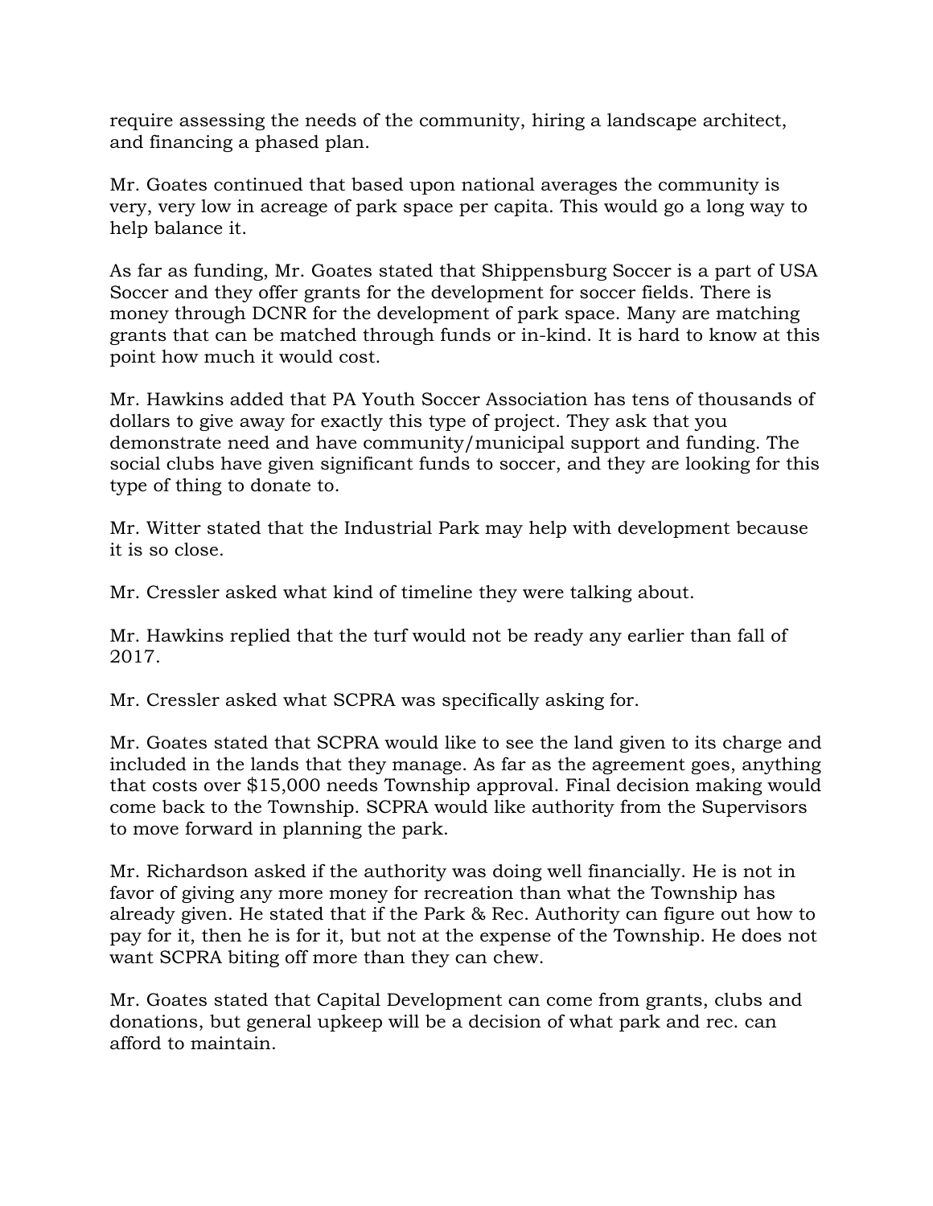require assessing the needs of the community, hiring a landscape architect, and financing a phased plan.

Mr. Goates continued that based upon national averages the community is very, very low in acreage of park space per capita. This would go a long way to help balance it.

As far as funding, Mr. Goates stated that Shippensburg Soccer is a part of USA Soccer and they offer grants for the development for soccer fields. There is money through DCNR for the development of park space. Many are matching grants that can be matched through funds or in-kind. It is hard to know at this point how much it would cost.

Mr. Hawkins added that PA Youth Soccer Association has tens of thousands of dollars to give away for exactly this type of project. They ask that you demonstrate need and have community/municipal support and funding. The social clubs have given significant funds to soccer, and they are looking for this type of thing to donate to.

Mr. Witter stated that the Industrial Park may help with development because it is so close.

Mr. Cressler asked what kind of timeline they were talking about.

Mr. Hawkins replied that the turf would not be ready any earlier than fall of 2017.

Mr. Cressler asked what SCPRA was specifically asking for.

Mr. Goates stated that SCPRA would like to see the land given to its charge and included in the lands that they manage. As far as the agreement goes, anything that costs over $15,000 needs Township approval. Final decision making would come back to the Township. SCPRA would like authority from the Supervisors to move forward in planning the park.

Mr. Richardson asked if the authority was doing well financially. He is not in favor of giving any more money for recreation than what the Township has already given. He stated that if the Park & Rec. Authority can figure out how to pay for it, then he is for it, but not at the expense of the Township. He does not want SCPRA biting off more than they can chew.

Mr. Goates stated that Capital Development can come from grants, clubs and donations, but general upkeep will be a decision of what park and rec. can afford to maintain.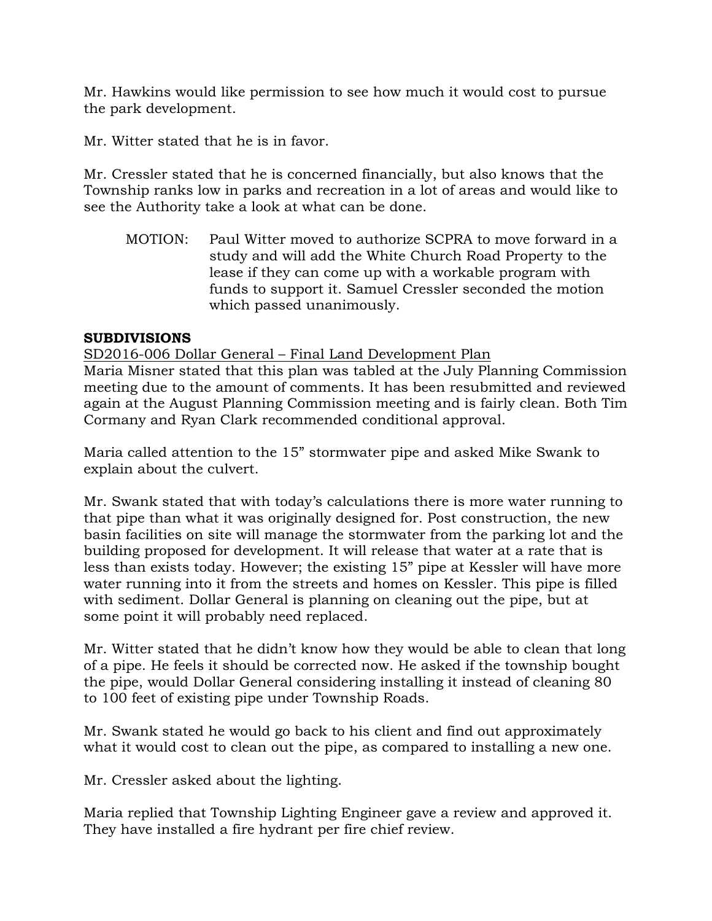Mr. Hawkins would like permission to see how much it would cost to pursue the park development.

Mr. Witter stated that he is in favor.

Mr. Cressler stated that he is concerned financially, but also knows that the Township ranks low in parks and recreation in a lot of areas and would like to see the Authority take a look at what can be done.

> MOTION: Paul Witter moved to authorize SCPRA to move forward in a study and will add the White Church Road Property to the lease if they can come up with a workable program with funds to support it. Samuel Cressler seconded the motion which passed unanimously.

**SUBDIVISIONS**

SD2016-006 Dollar General – Final Land Development Plan

Maria Misner stated that this plan was tabled at the July Planning Commission meeting due to the amount of comments. It has been resubmitted and reviewed again at the August Planning Commission meeting and is fairly clean. Both Tim Cormany and Ryan Clark recommended conditional approval.

Maria called attention to the 15" stormwater pipe and asked Mike Swank to explain about the culvert.

Mr. Swank stated that with today's calculations there is more water running to that pipe than what it was originally designed for. Post construction, the new basin facilities on site will manage the stormwater from the parking lot and the building proposed for development. It will release that water at a rate that is less than exists today. However; the existing 15" pipe at Kessler will have more water running into it from the streets and homes on Kessler. This pipe is filled with sediment. Dollar General is planning on cleaning out the pipe, but at some point it will probably need replaced.

Mr. Witter stated that he didn't know how they would be able to clean that long of a pipe. He feels it should be corrected now. He asked if the township bought the pipe, would Dollar General considering installing it instead of cleaning 80 to 100 feet of existing pipe under Township Roads.

Mr. Swank stated he would go back to his client and find out approximately what it would cost to clean out the pipe, as compared to installing a new one.

Mr. Cressler asked about the lighting.

Maria replied that Township Lighting Engineer gave a review and approved it. They have installed a fire hydrant per fire chief review.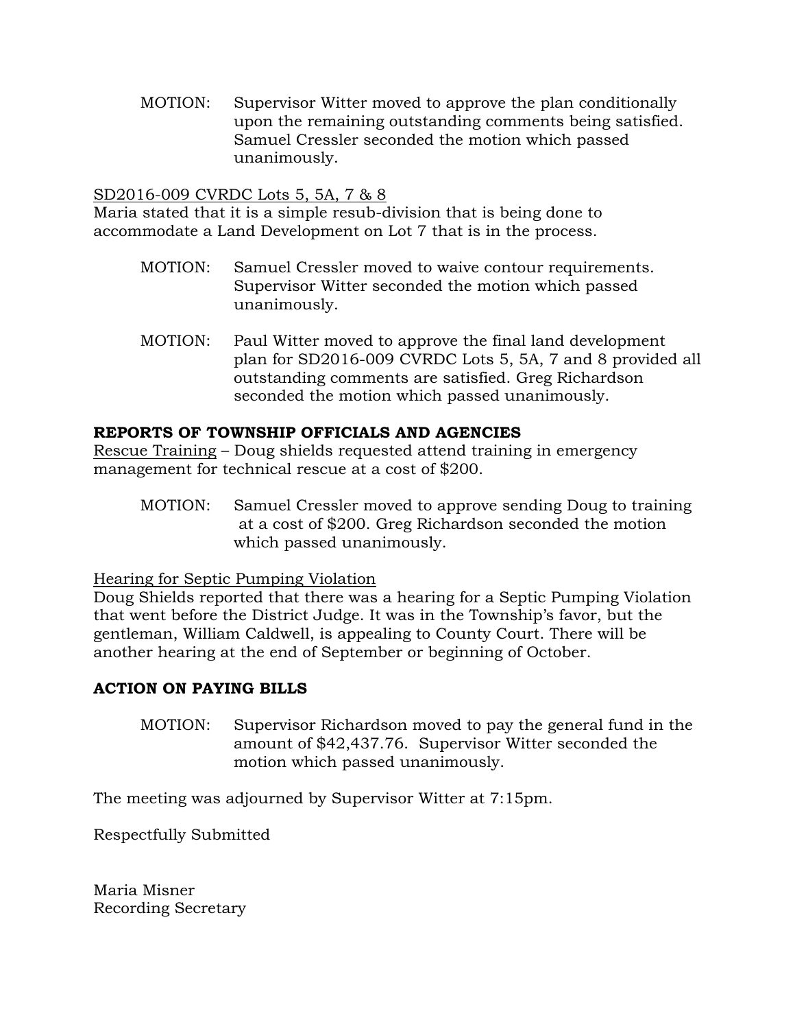MOTION: Supervisor Witter moved to approve the plan conditionally upon the remaining outstanding comments being satisfied. Samuel Cressler seconded the motion which passed unanimously.

SD2016-009 CVRDC Lots 5, 5A, 7 & 8

Maria stated that it is a simple resub-division that is being done to accommodate a Land Development on Lot 7 that is in the process.

MOTION: Samuel Cressler moved to waive contour requirements. Supervisor Witter seconded the motion which passed unanimously.

MOTION: Paul Witter moved to approve the final land development plan for SD2016-009 CVRDC Lots 5, 5A, 7 and 8 provided all outstanding comments are satisfied. Greg Richardson seconded the motion which passed unanimously.

**REPORTS OF TOWNSHIP OFFICIALS AND AGENCIES**

Rescue Training – Doug shields requested attend training in emergency management for technical rescue at a cost of $200.

MOTION: Samuel Cressler moved to approve sending Doug to training at a cost of $200. Greg Richardson seconded the motion which passed unanimously.

Hearing for Septic Pumping Violation

Doug Shields reported that there was a hearing for a Septic Pumping Violation that went before the District Judge. It was in the Township's favor, but the gentleman, William Caldwell, is appealing to County Court. There will be another hearing at the end of September or beginning of October.

**ACTION ON PAYING BILLS**

MOTION: Supervisor Richardson moved to pay the general fund in the amount of $42,437.76. Supervisor Witter seconded the motion which passed unanimously.

The meeting was adjourned by Supervisor Witter at 7:15pm.

Respectfully Submitted

Maria Misner
Recording Secretary